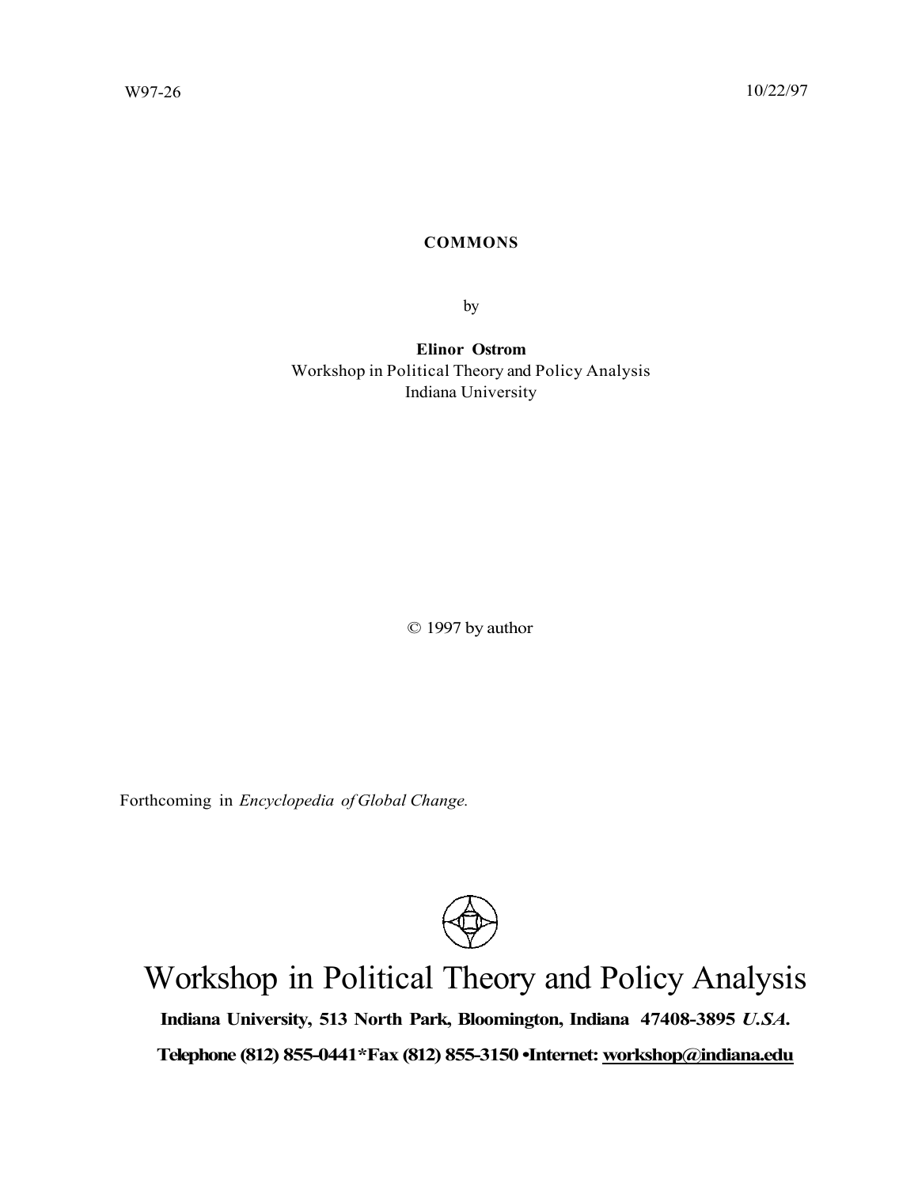W97-26 10/22/97

**COMMONS**

by

**Elinor Ostrom**
Workshop in Political Theory and Policy Analysis
Indiana University

© 1997 by author

Forthcoming in *Encyclopedia of Global Change.*

Workshop in Political Theory and Policy Analysis

**Indiana University, 513 North Park, Bloomington, Indiana 47408-3895 *U.SA.***

**Telephone (812) 855-0441*Fax (812) 855-3150 •Internet: workshop@indiana.edu**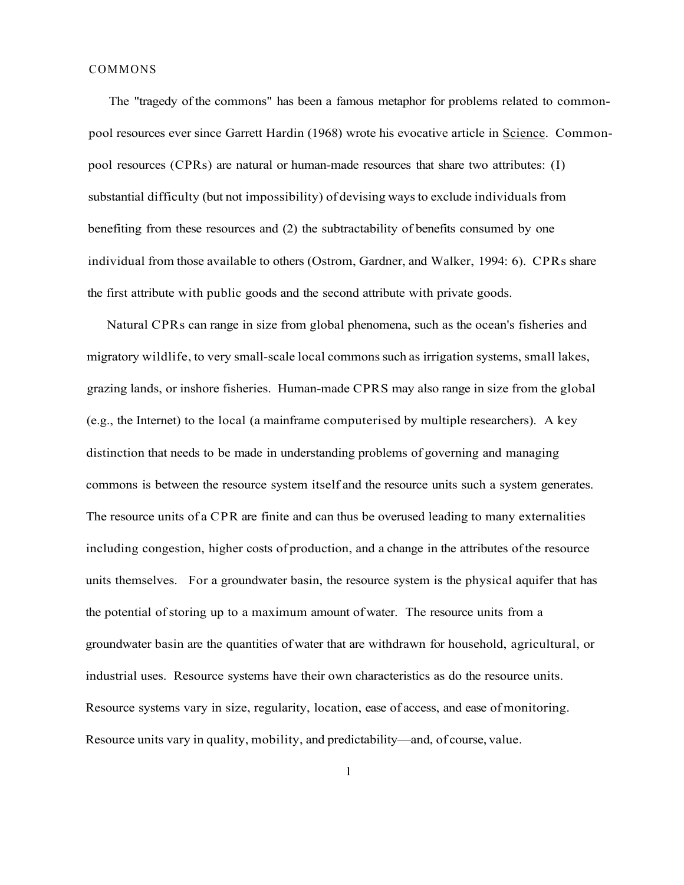COMMONS

The "tragedy of the commons" has been a famous metaphor for problems related to common-pool resources ever since Garrett Hardin (1968) wrote his evocative article in Science. Common-pool resources (CPRs) are natural or human-made resources that share two attributes: (I) substantial difficulty (but not impossibility) of devising ways to exclude individuals from benefiting from these resources and (2) the subtractability of benefits consumed by one individual from those available to others (Ostrom, Gardner, and Walker, 1994: 6). CPRs share the first attribute with public goods and the second attribute with private goods.

Natural CPRs can range in size from global phenomena, such as the ocean's fisheries and migratory wildlife, to very small-scale local commons such as irrigation systems, small lakes, grazing lands, or inshore fisheries. Human-made CPRS may also range in size from the global (e.g., the Internet) to the local (a mainframe computerised by multiple researchers). A key distinction that needs to be made in understanding problems of governing and managing commons is between the resource system itself and the resource units such a system generates. The resource units of a CPR are finite and can thus be overused leading to many externalities including congestion, higher costs of production, and a change in the attributes of the resource units themselves. For a groundwater basin, the resource system is the physical aquifer that has the potential of storing up to a maximum amount of water. The resource units from a groundwater basin are the quantities of water that are withdrawn for household, agricultural, or industrial uses. Resource systems have their own characteristics as do the resource units. Resource systems vary in size, regularity, location, ease of access, and ease of monitoring. Resource units vary in quality, mobility, and predictability—and, of course, value.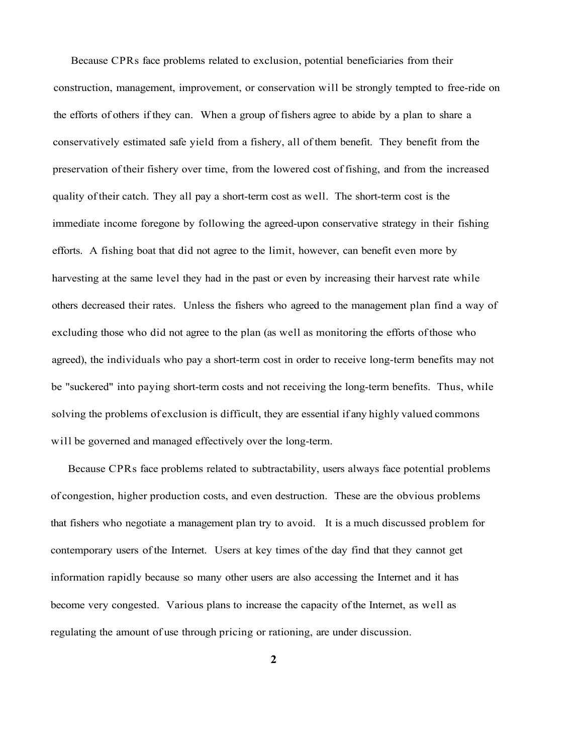Because CPRs face problems related to exclusion, potential beneficiaries from their construction, management, improvement, or conservation will be strongly tempted to free-ride on the efforts of others if they can. When a group of fishers agree to abide by a plan to share a conservatively estimated safe yield from a fishery, all of them benefit. They benefit from the preservation of their fishery over time, from the lowered cost of fishing, and from the increased quality of their catch. They all pay a short-term cost as well. The short-term cost is the immediate income foregone by following the agreed-upon conservative strategy in their fishing efforts. A fishing boat that did not agree to the limit, however, can benefit even more by harvesting at the same level they had in the past or even by increasing their harvest rate while others decreased their rates. Unless the fishers who agreed to the management plan find a way of excluding those who did not agree to the plan (as well as monitoring the efforts of those who agreed), the individuals who pay a short-term cost in order to receive long-term benefits may not be "suckered" into paying short-term costs and not receiving the long-term benefits. Thus, while solving the problems of exclusion is difficult, they are essential if any highly valued commons will be governed and managed effectively over the long-term.

Because CPRs face problems related to subtractability, users always face potential problems of congestion, higher production costs, and even destruction. These are the obvious problems that fishers who negotiate a management plan try to avoid. It is a much discussed problem for contemporary users of the Internet. Users at key times of the day find that they cannot get information rapidly because so many other users are also accessing the Internet and it has become very congested. Various plans to increase the capacity of the Internet, as well as regulating the amount of use through pricing or rationing, are under discussion.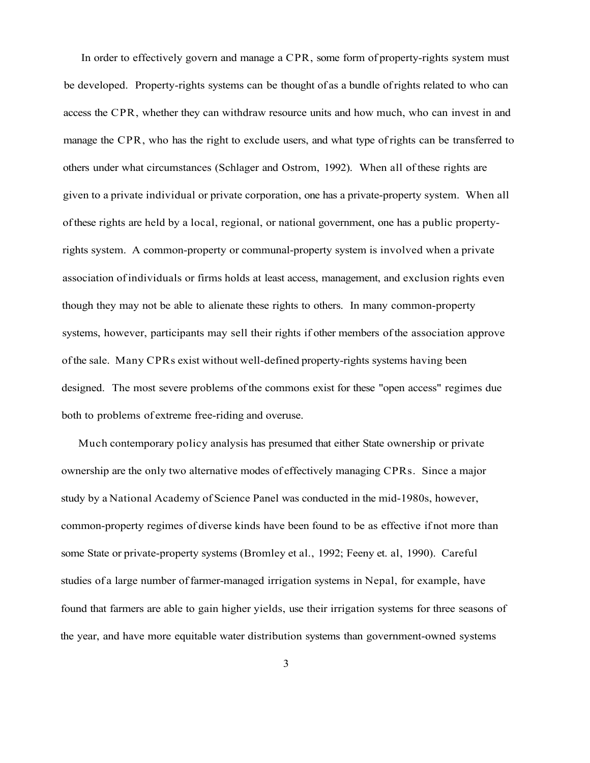In order to effectively govern and manage a CPR, some form of property-rights system must be developed. Property-rights systems can be thought of as a bundle of rights related to who can access the CPR, whether they can withdraw resource units and how much, who can invest in and manage the CPR, who has the right to exclude users, and what type of rights can be transferred to others under what circumstances (Schlager and Ostrom, 1992). When all of these rights are given to a private individual or private corporation, one has a private-property system. When all of these rights are held by a local, regional, or national government, one has a public property-rights system. A common-property or communal-property system is involved when a private association of individuals or firms holds at least access, management, and exclusion rights even though they may not be able to alienate these rights to others. In many common-property systems, however, participants may sell their rights if other members of the association approve of the sale. Many CPRs exist without well-defined property-rights systems having been designed. The most severe problems of the commons exist for these "open access" regimes due both to problems of extreme free-riding and overuse.

Much contemporary policy analysis has presumed that either State ownership or private ownership are the only two alternative modes of effectively managing CPRs. Since a major study by a National Academy of Science Panel was conducted in the mid-1980s, however, common-property regimes of diverse kinds have been found to be as effective if not more than some State or private-property systems (Bromley et al., 1992; Feeny et. al, 1990). Careful studies of a large number of farmer-managed irrigation systems in Nepal, for example, have found that farmers are able to gain higher yields, use their irrigation systems for three seasons of the year, and have more equitable water distribution systems than government-owned systems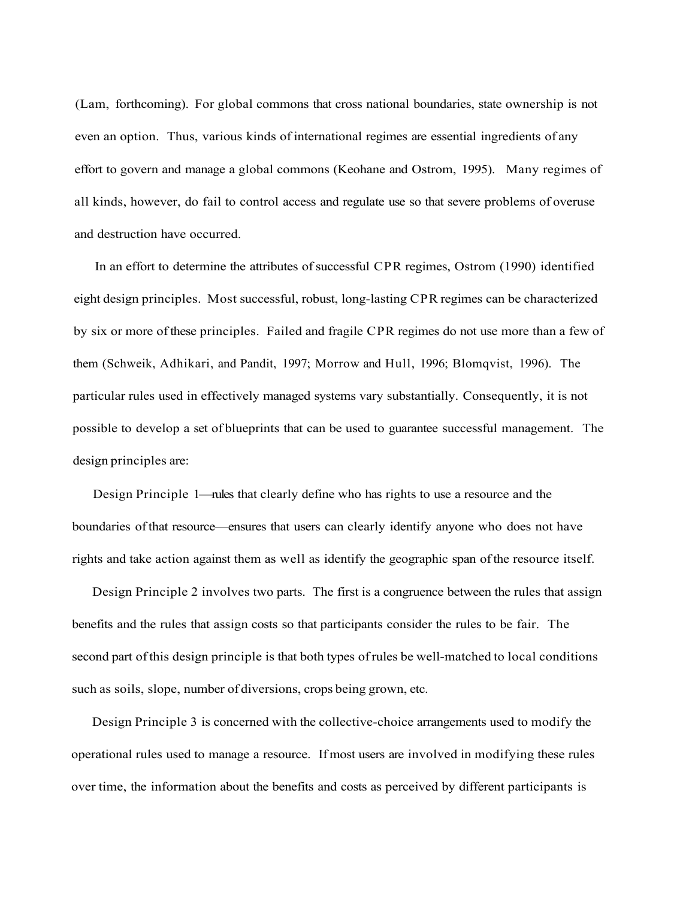(Lam, forthcoming). For global commons that cross national boundaries, state ownership is not even an option. Thus, various kinds of international regimes are essential ingredients of any effort to govern and manage a global commons (Keohane and Ostrom, 1995). Many regimes of all kinds, however, do fail to control access and regulate use so that severe problems of overuse and destruction have occurred.

In an effort to determine the attributes of successful CPR regimes, Ostrom (1990) identified eight design principles. Most successful, robust, long-lasting CPR regimes can be characterized by six or more of these principles. Failed and fragile CPR regimes do not use more than a few of them (Schweik, Adhikari, and Pandit, 1997; Morrow and Hull, 1996; Blomqvist, 1996). The particular rules used in effectively managed systems vary substantially. Consequently, it is not possible to develop a set of blueprints that can be used to guarantee successful management. The design principles are:

Design Principle 1—rules that clearly define who has rights to use a resource and the boundaries of that resource—ensures that users can clearly identify anyone who does not have rights and take action against them as well as identify the geographic span of the resource itself.

Design Principle 2 involves two parts. The first is a congruence between the rules that assign benefits and the rules that assign costs so that participants consider the rules to be fair. The second part of this design principle is that both types of rules be well-matched to local conditions such as soils, slope, number of diversions, crops being grown, etc.

Design Principle 3 is concerned with the collective-choice arrangements used to modify the operational rules used to manage a resource. If most users are involved in modifying these rules over time, the information about the benefits and costs as perceived by different participants is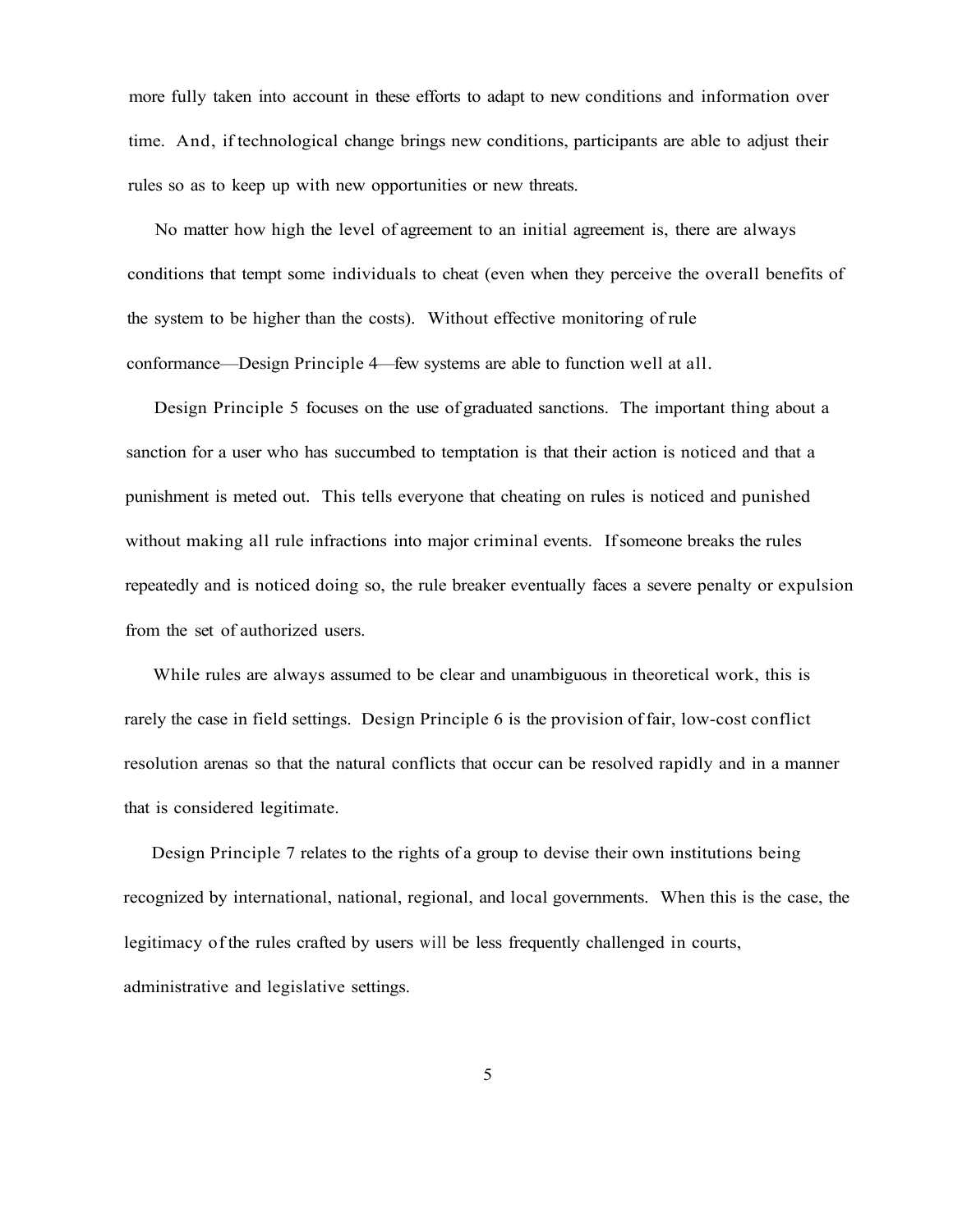more fully taken into account in these efforts to adapt to new conditions and information over time. And, if technological change brings new conditions, participants are able to adjust their rules so as to keep up with new opportunities or new threats.

No matter how high the level of agreement to an initial agreement is, there are always conditions that tempt some individuals to cheat (even when they perceive the overall benefits of the system to be higher than the costs). Without effective monitoring of rule conformance—Design Principle 4—few systems are able to function well at all.

Design Principle 5 focuses on the use of graduated sanctions. The important thing about a sanction for a user who has succumbed to temptation is that their action is noticed and that a punishment is meted out. This tells everyone that cheating on rules is noticed and punished without making all rule infractions into major criminal events. If someone breaks the rules repeatedly and is noticed doing so, the rule breaker eventually faces a severe penalty or expulsion from the set of authorized users.

While rules are always assumed to be clear and unambiguous in theoretical work, this is rarely the case in field settings. Design Principle 6 is the provision of fair, low-cost conflict resolution arenas so that the natural conflicts that occur can be resolved rapidly and in a manner that is considered legitimate.

Design Principle 7 relates to the rights of a group to devise their own institutions being recognized by international, national, regional, and local governments. When this is the case, the legitimacy of the rules crafted by users will be less frequently challenged in courts, administrative and legislative settings.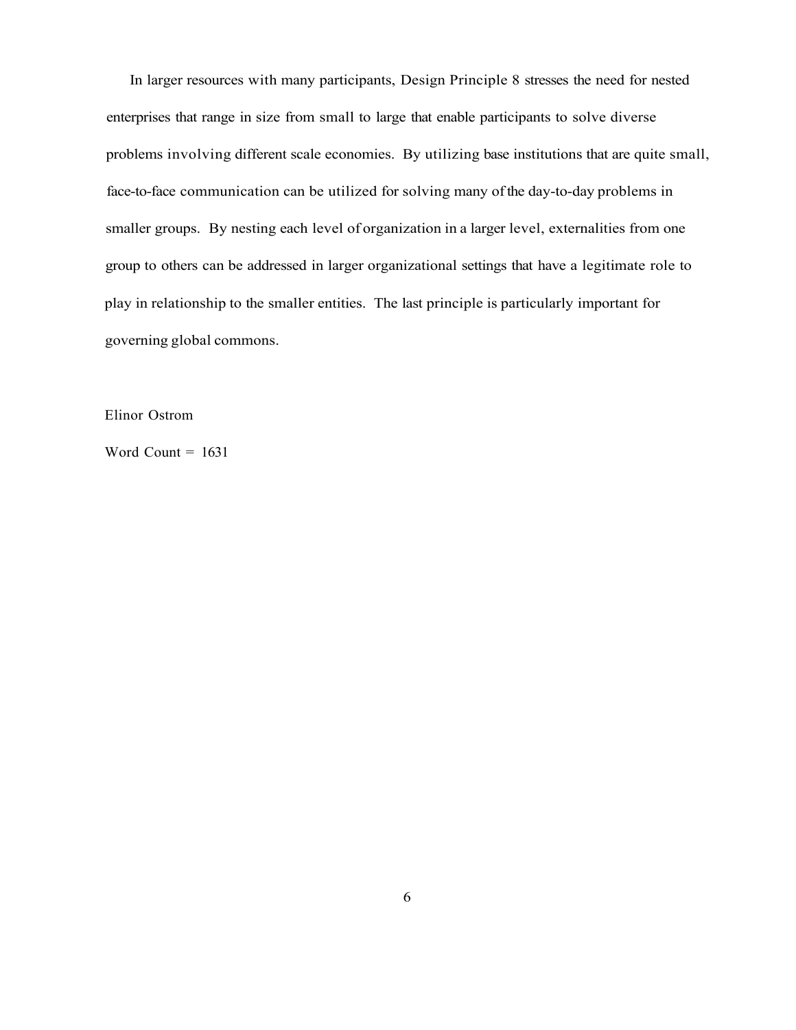In larger resources with many participants, Design Principle 8 stresses the need for nested enterprises that range in size from small to large that enable participants to solve diverse problems involving different scale economies. By utilizing base institutions that are quite small, face-to-face communication can be utilized for solving many of the day-to-day problems in smaller groups. By nesting each level of organization in a larger level, externalities from one group to others can be addressed in larger organizational settings that have a legitimate role to play in relationship to the smaller entities. The last principle is particularly important for governing global commons.

Elinor Ostrom

Word Count = 1631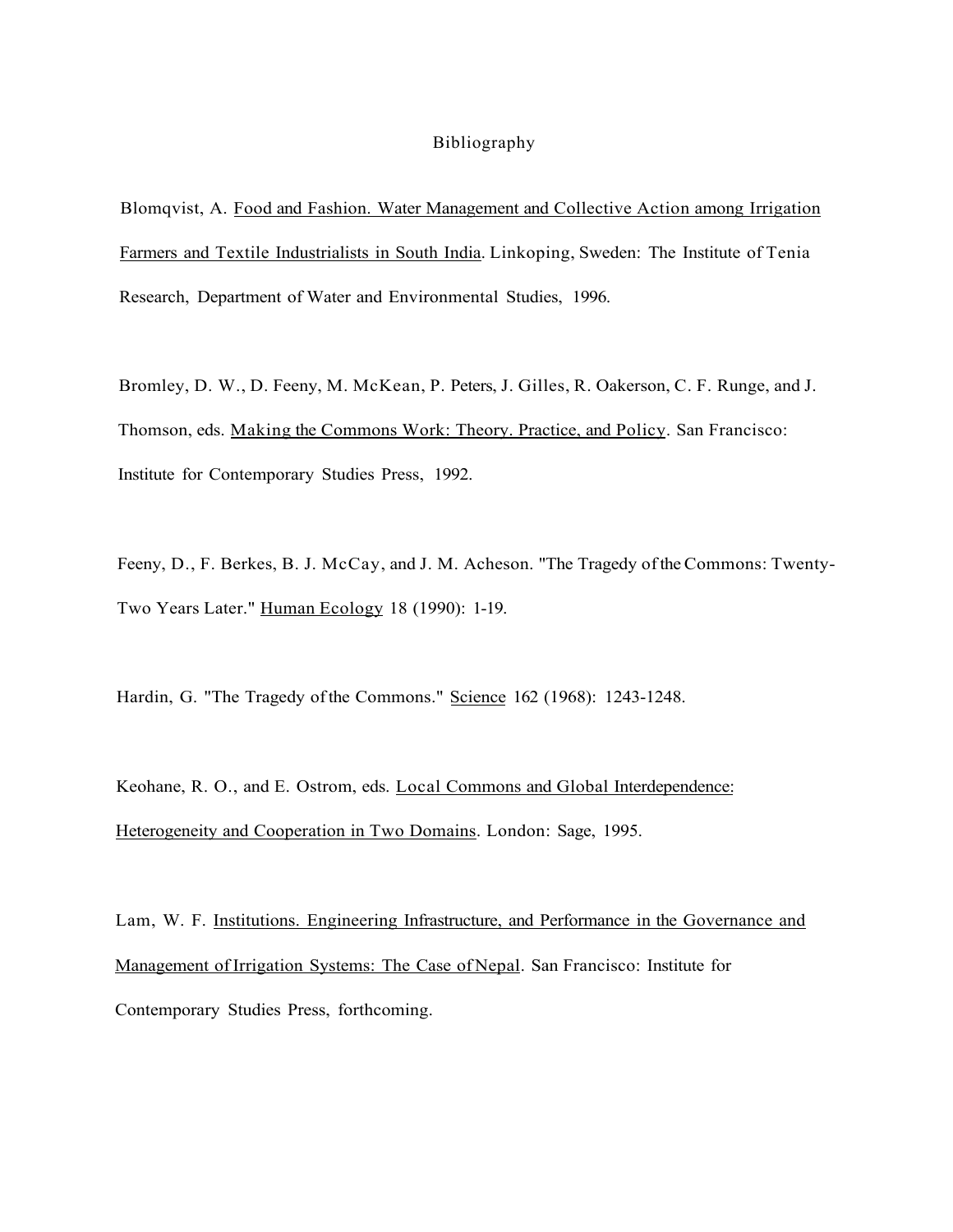# Bibliography

Blomqvist, A. Food and Fashion. Water Management and Collective Action among Irrigation Farmers and Textile Industrialists in South India. Linkoping, Sweden: The Institute of Tenia Research, Department of Water and Environmental Studies, 1996.

Bromley, D. W., D. Feeny, M. McKean, P. Peters, J. Gilles, R. Oakerson, C. F. Runge, and J. Thomson, eds. Making the Commons Work: Theory. Practice, and Policy. San Francisco: Institute for Contemporary Studies Press, 1992.

Feeny, D., F. Berkes, B. J. McCay, and J. M. Acheson. "The Tragedy of the Commons: Twenty-Two Years Later." Human Ecology 18 (1990): 1-19.

Hardin, G. "The Tragedy of the Commons." Science 162 (1968): 1243-1248.

Keohane, R. O., and E. Ostrom, eds. Local Commons and Global Interdependence: Heterogeneity and Cooperation in Two Domains. London: Sage, 1995.

Lam, W. F. Institutions. Engineering Infrastructure, and Performance in the Governance and Management of Irrigation Systems: The Case of Nepal. San Francisco: Institute for Contemporary Studies Press, forthcoming.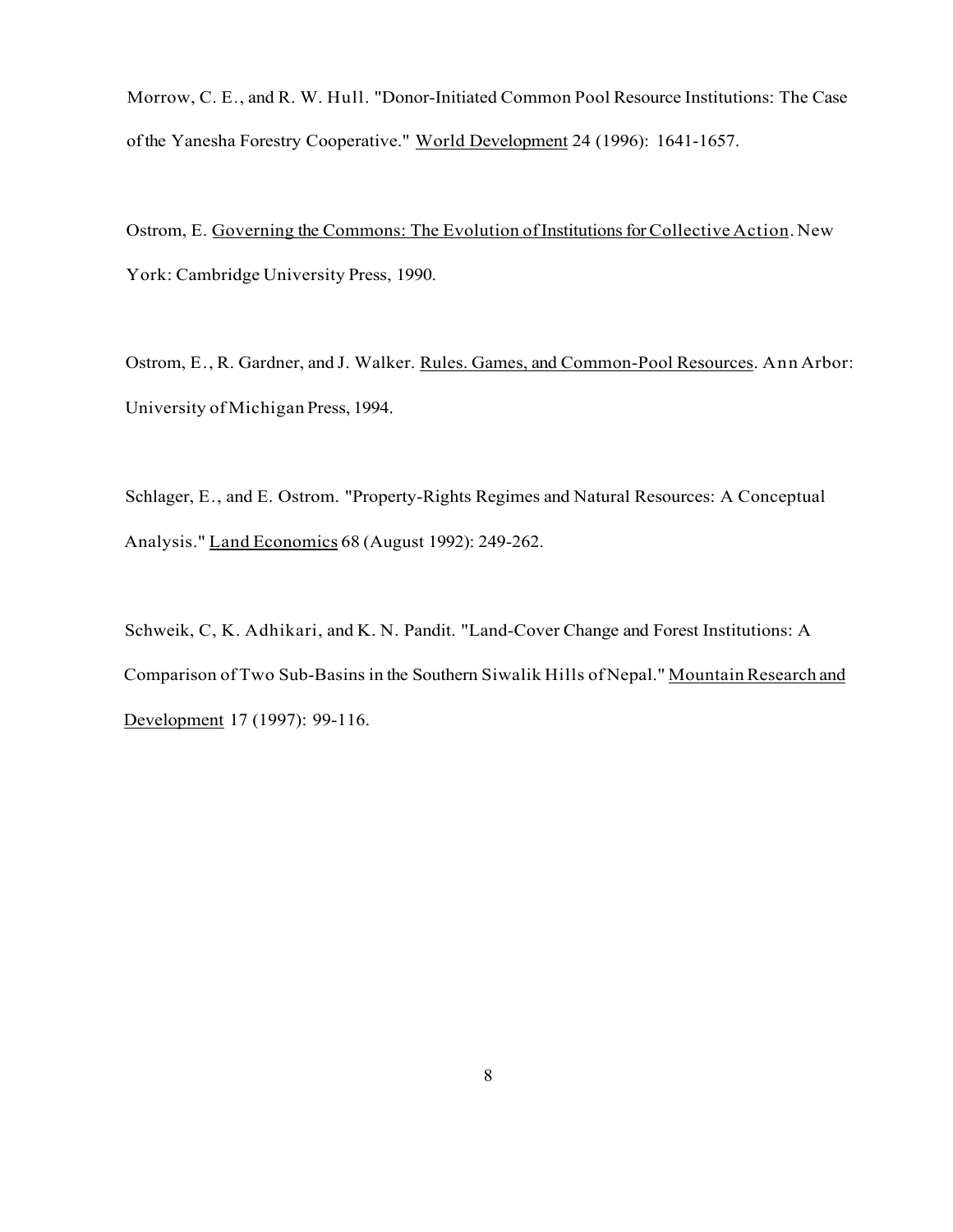Morrow, C. E., and R. W. Hull. "Donor-Initiated Common Pool Resource Institutions: The Case of the Yanesha Forestry Cooperative." World Development 24 (1996): 1641-1657.

Ostrom, E. Governing the Commons: The Evolution of Institutions for Collective Action. New York: Cambridge University Press, 1990.

Ostrom, E., R. Gardner, and J. Walker. Rules. Games, and Common-Pool Resources. Ann Arbor: University of Michigan Press, 1994.

Schlager, E., and E. Ostrom. "Property-Rights Regimes and Natural Resources: A Conceptual Analysis." Land Economics 68 (August 1992): 249-262.

Schweik, C, K. Adhikari, and K. N. Pandit. "Land-Cover Change and Forest Institutions: A Comparison of Two Sub-Basins in the Southern Siwalik Hills of Nepal." Mountain Research and Development 17 (1997): 99-116.